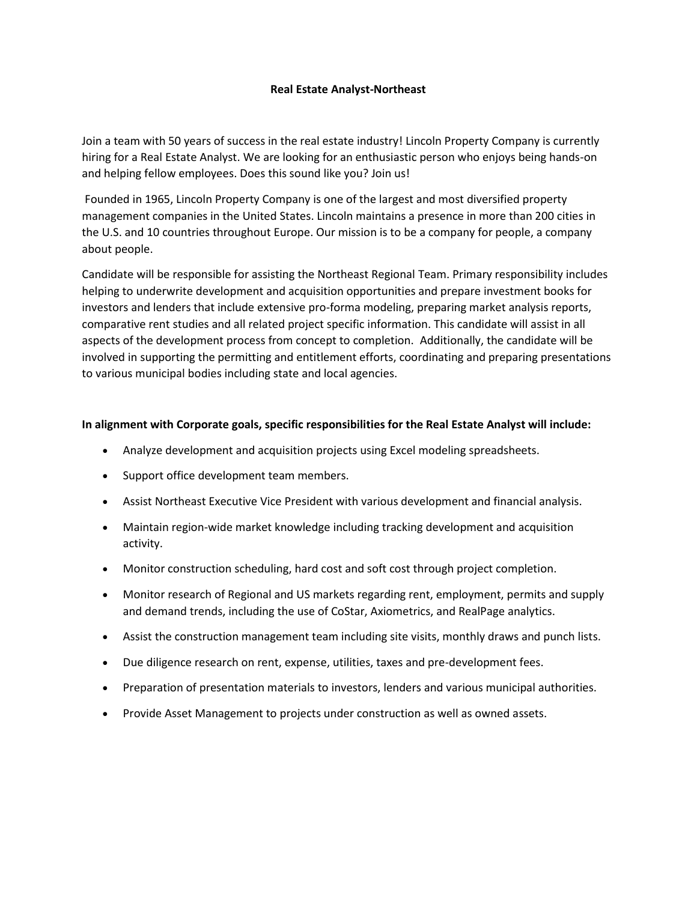# Real Estate Analyst-Northeast

Join a team with 50 years of success in the real estate industry! Lincoln Property Company is currently hiring for a Real Estate Analyst. We are looking for an enthusiastic person who enjoys being hands-on and helping fellow employees. Does this sound like you? Join us!

Founded in 1965, Lincoln Property Company is one of the largest and most diversified property management companies in the United States. Lincoln maintains a presence in more than 200 cities in the U.S. and 10 countries throughout Europe. Our mission is to be a company for people, a company about people.

Candidate will be responsible for assisting the Northeast Regional Team. Primary responsibility includes helping to underwrite development and acquisition opportunities and prepare investment books for investors and lenders that include extensive pro-forma modeling, preparing market analysis reports, comparative rent studies and all related project specific information. This candidate will assist in all aspects of the development process from concept to completion. Additionally, the candidate will be involved in supporting the permitting and entitlement efforts, coordinating and preparing presentations to various municipal bodies including state and local agencies.

**In alignment with Corporate goals, specific responsibilities for the Real Estate Analyst will include:**

- Analyze development and acquisition projects using Excel modeling spreadsheets.
- Support office development team members.
- Assist Northeast Executive Vice President with various development and financial analysis.
- Maintain region-wide market knowledge including tracking development and acquisition activity.
- Monitor construction scheduling, hard cost and soft cost through project completion.
- Monitor research of Regional and US markets regarding rent, employment, permits and supply and demand trends, including the use of CoStar, Axiometrics, and RealPage analytics.
- Assist the construction management team including site visits, monthly draws and punch lists.
- Due diligence research on rent, expense, utilities, taxes and pre-development fees.
- Preparation of presentation materials to investors, lenders and various municipal authorities.
- Provide Asset Management to projects under construction as well as owned assets.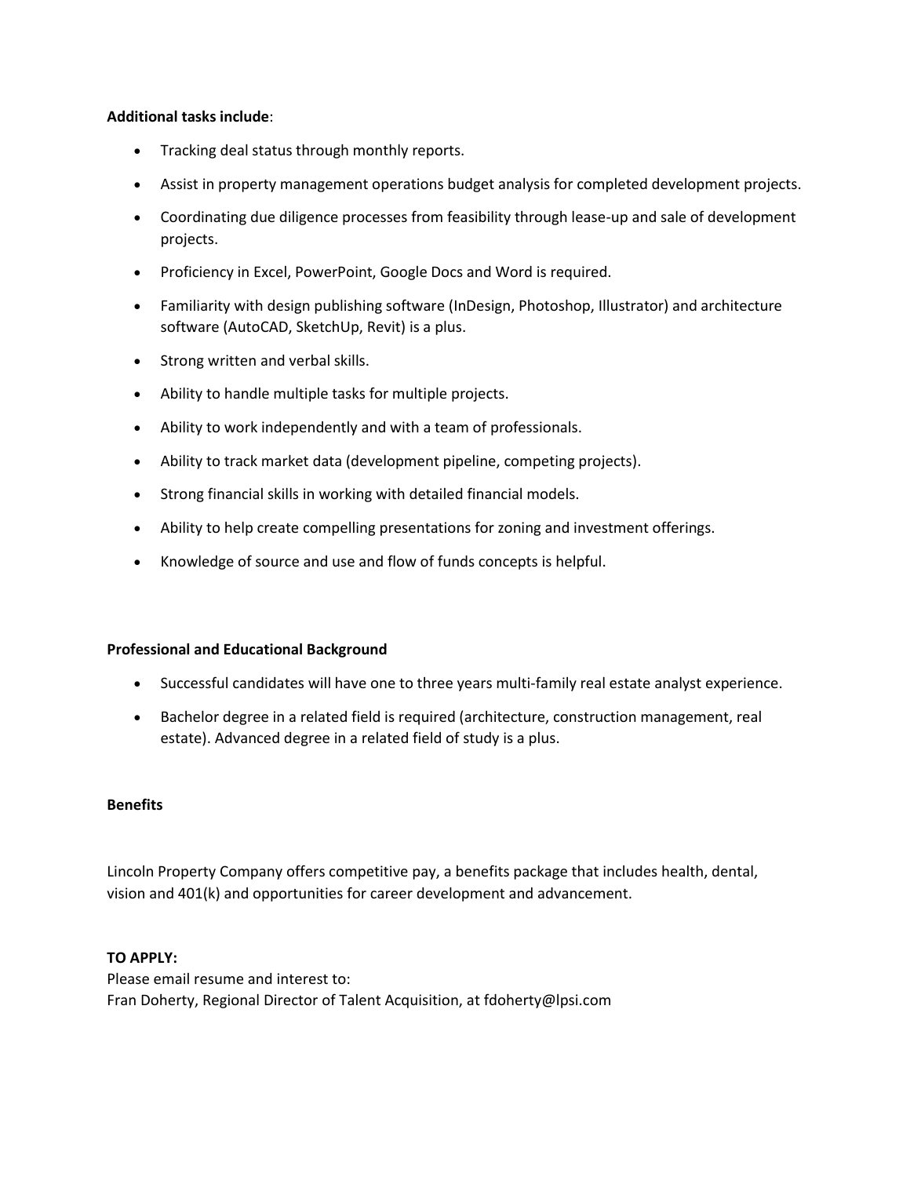**Additional tasks include**:

- Tracking deal status through monthly reports.
- Assist in property management operations budget analysis for completed development projects.
- Coordinating due diligence processes from feasibility through lease-up and sale of development projects.
- Proficiency in Excel, PowerPoint, Google Docs and Word is required.
- Familiarity with design publishing software (InDesign, Photoshop, Illustrator) and architecture software (AutoCAD, SketchUp, Revit) is a plus.
- Strong written and verbal skills.
- Ability to handle multiple tasks for multiple projects.
- Ability to work independently and with a team of professionals.
- Ability to track market data (development pipeline, competing projects).
- Strong financial skills in working with detailed financial models.
- Ability to help create compelling presentations for zoning and investment offerings.
- Knowledge of source and use and flow of funds concepts is helpful.

**Professional and Educational Background**

- Successful candidates will have one to three years multi-family real estate analyst experience.
- Bachelor degree in a related field is required (architecture, construction management, real estate). Advanced degree in a related field of study is a plus.

**Benefits**

Lincoln Property Company offers competitive pay, a benefits package that includes health, dental, vision and 401(k) and opportunities for career development and advancement.

**TO APPLY:**
Please email resume and interest to:
Fran Doherty, Regional Director of Talent Acquisition, at fdoherty@lpsi.com